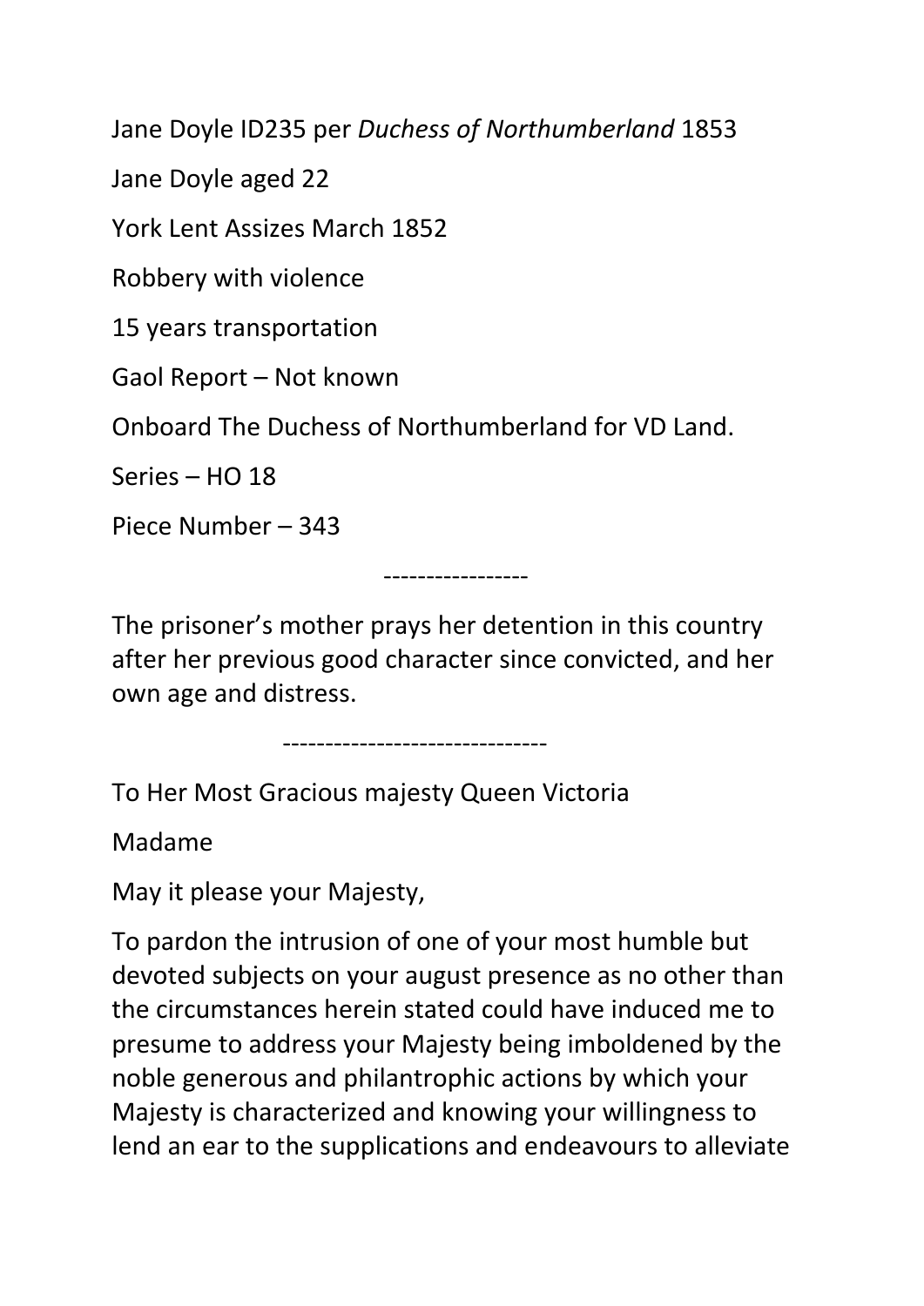Jane Doyle ID235 per *Duchess of Northumberland* 1853

Jane Doyle aged 22

York Lent Assizes March 1852

Robbery with violence

15 years transportation

Gaol Report – Not known

Onboard The Duchess of Northumberland for VD Land.

Series – HO 18

Piece Number – 343

-----------------

The prisoner's mother prays her detention in this country after her previous good character since convicted, and her own age and distress.

-------------------------------

To Her Most Gracious majesty Queen Victoria

Madame

May it please your Majesty,

To pardon the intrusion of one of your most humble but devoted subjects on your august presence as no other than the circumstances herein stated could have induced me to presume to address your Majesty being imboldened by the noble generous and philantrophic actions by which your Majesty is characterized and knowing your willingness to lend an ear to the supplications and endeavours to alleviate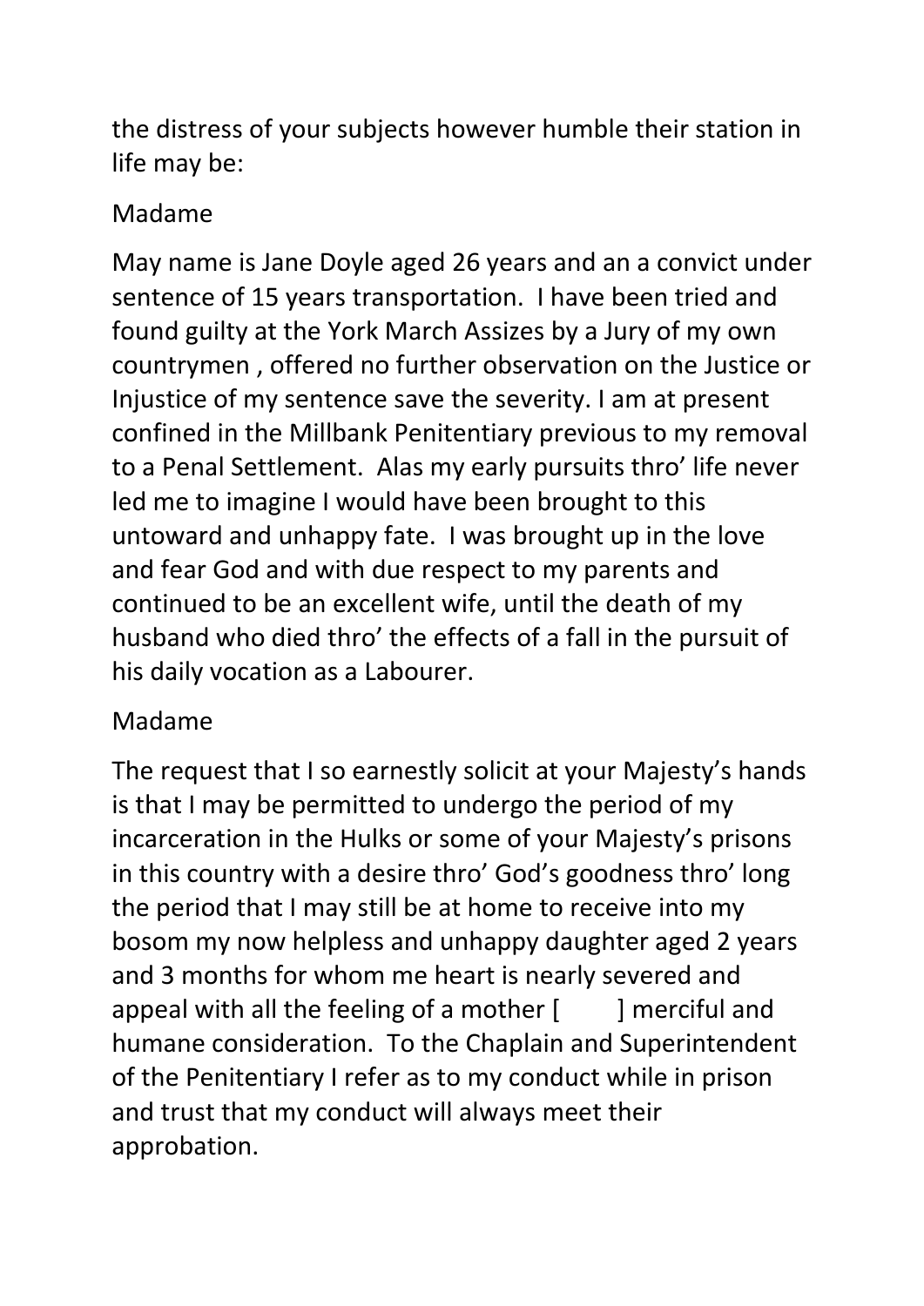the distress of your subjects however humble their station in life may be:

Madame

May name is Jane Doyle aged 26 years and an a convict under sentence of 15 years transportation.  I have been tried and found guilty at the York March Assizes by a Jury of my own countrymen , offered no further observation on the Justice or Injustice of my sentence save the severity. I am at present confined in the Millbank Penitentiary previous to my removal to a Penal Settlement.  Alas my early pursuits thro' life never led me to imagine I would have been brought to this untoward and unhappy fate.  I was brought up in the love and fear God and with due respect to my parents and continued to be an excellent wife, until the death of my husband who died thro' the effects of a fall in the pursuit of his daily vocation as a Labourer.

Madame

The request that I so earnestly solicit at your Majesty's hands is that I may be permitted to undergo the period of my incarceration in the Hulks or some of your Majesty's prisons in this country with a desire thro' God's goodness thro' long the period that I may still be at home to receive into my bosom my now helpless and unhappy daughter aged 2 years and 3 months for whom me heart is nearly severed and appeal with all the feeling of a mother [        ] merciful and humane consideration.  To the Chaplain and Superintendent of the Penitentiary I refer as to my conduct while in prison and trust that my conduct will always meet their approbation.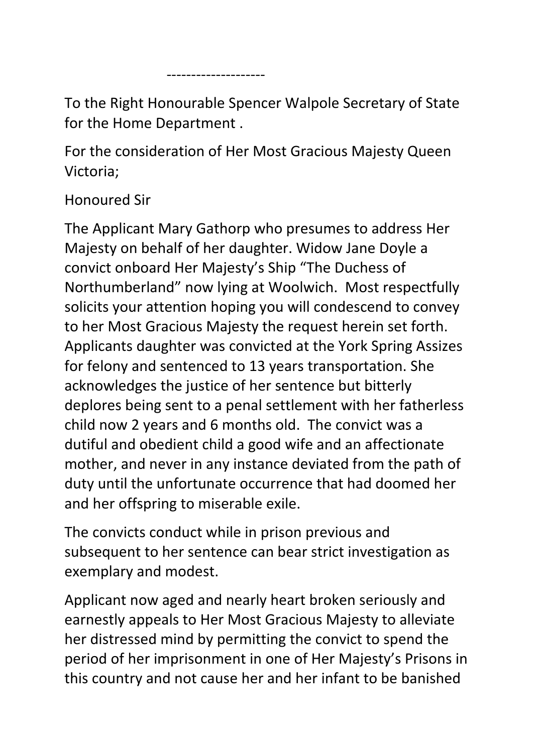--------------------

To the Right Honourable Spencer Walpole Secretary of State for the Home Department .

For the consideration of Her Most Gracious Majesty Queen Victoria;

Honoured Sir

The Applicant Mary Gathorp who presumes to address Her Majesty on behalf of her daughter. Widow Jane Doyle a convict onboard Her Majesty's Ship "The Duchess of Northumberland" now lying at Woolwich. Most respectfully solicits your attention hoping you will condescend to convey to her Most Gracious Majesty the request herein set forth. Applicants daughter was convicted at the York Spring Assizes for felony and sentenced to 13 years transportation. She acknowledges the justice of her sentence but bitterly deplores being sent to a penal settlement with her fatherless child now 2 years and 6 months old. The convict was a dutiful and obedient child a good wife and an affectionate mother, and never in any instance deviated from the path of duty until the unfortunate occurrence that had doomed her and her offspring to miserable exile.

The convicts conduct while in prison previous and subsequent to her sentence can bear strict investigation as exemplary and modest.

Applicant now aged and nearly heart broken seriously and earnestly appeals to Her Most Gracious Majesty to alleviate her distressed mind by permitting the convict to spend the period of her imprisonment in one of Her Majesty's Prisons in this country and not cause her and her infant to be banished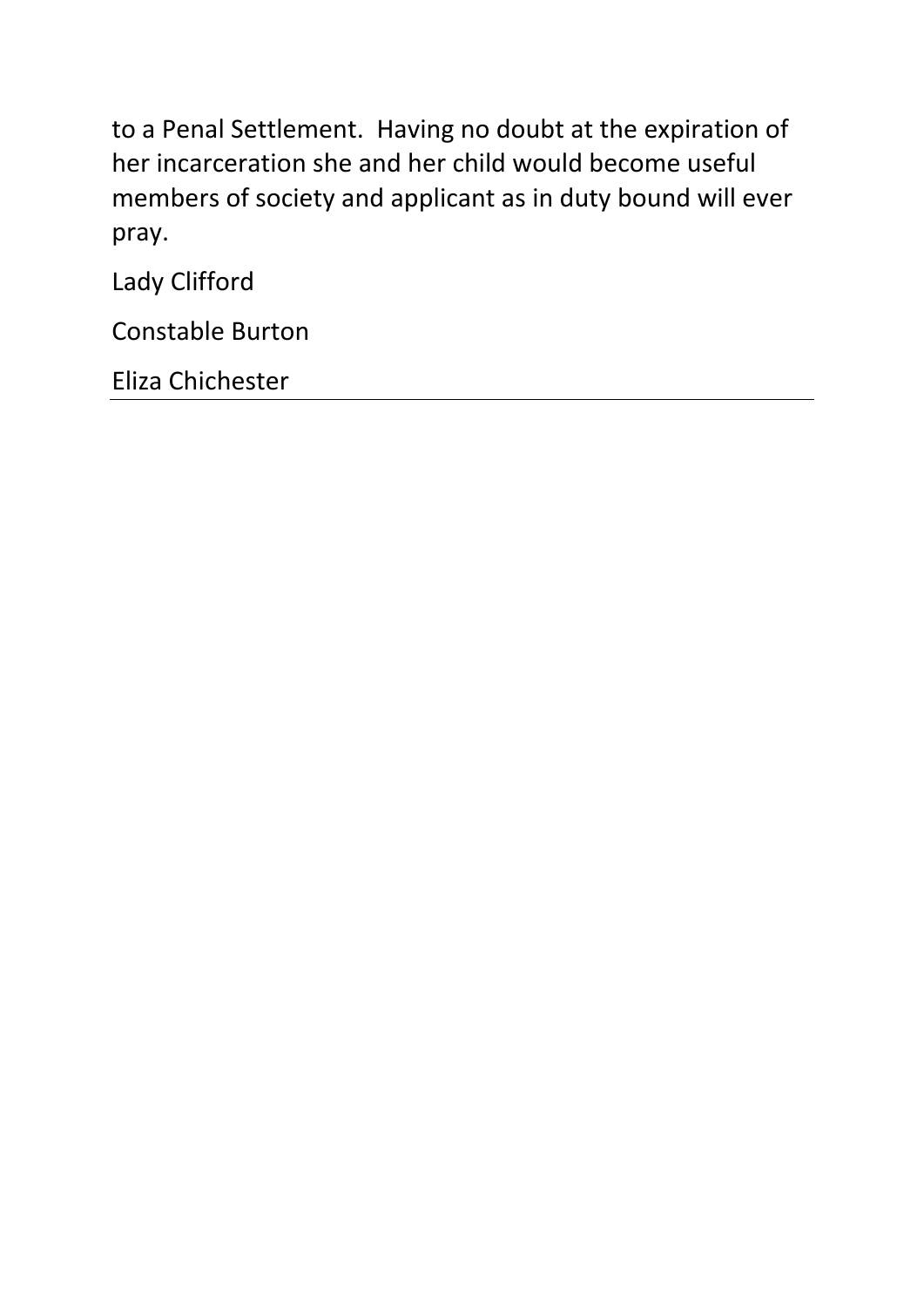to a Penal Settlement. Having no doubt at the expiration of her incarceration she and her child would become useful members of society and applicant as in duty bound will ever pray.

Lady Clifford

Constable Burton

Eliza Chichester

---